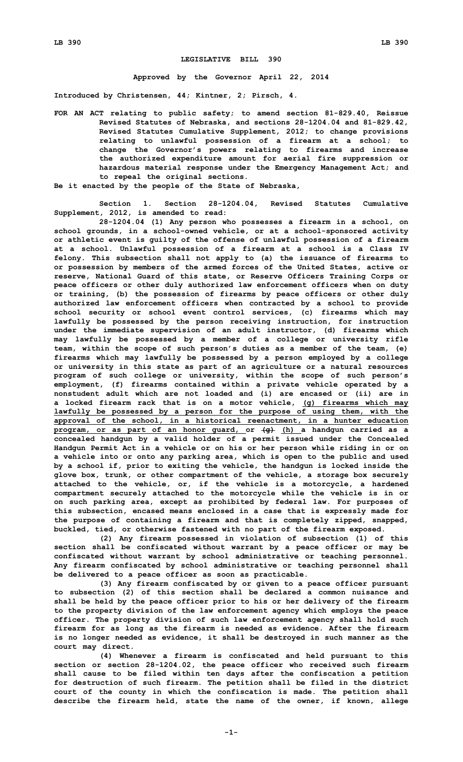**LEGISLATIVE BILL 390**

**Approved by the Governor April 22, 2014**

**Introduced by Christensen, 44; Kintner, 2; Pirsch, 4.**

**FOR AN ACT relating to public safety; to amend section 81-829.40, Reissue Revised Statutes of Nebraska, and sections 28-1204.04 and 81-829.42, Revised Statutes Cumulative Supplement, 2012; to change provisions relating to unlawful possession of a firearm at a school; to change the Governor's powers relating to firearms and increase the authorized expenditure amount for aerial fire suppression or hazardous material response under the Emergency Management Act; and to repeal the original sections.**

**Be it enacted by the people of the State of Nebraska,**

**Section 1. Section 28-1204.04, Revised Statutes Cumulative Supplement, 2012, is amended to read:**

**28-1204.04 (1) Any person who possesses a firearm in a school, on school grounds, in a school-owned vehicle, or at a school-sponsored activity or athletic event is guilty of the offense of unlawful possession of a firearm at a school. Unlawful possession of a firearm at a school is a Class IV felony. This subsection shall not apply to (a) the issuance of firearms to or possession by members of the armed forces of the United States, active or reserve, National Guard of this state, or Reserve Officers Training Corps or peace officers or other duly authorized law enforcement officers when on duty or training, (b) the possession of firearms by peace officers or other duly authorized law enforcement officers when contracted by a school to provide school security or school event control services, (c) firearms which may lawfully be possessed by the person receiving instruction, for instruction under the immediate supervision of an adult instructor, (d) firearms which may lawfully be possessed by a member of a college or university rifle team, within the scope of such person's duties as a member of the team, (e) firearms which may lawfully be possessed by a person employed by a college or university in this state as part of an agriculture or a natural resources program of such college or university, within the scope of such person's employment, (f) firearms contained within a private vehicle operated by a nonstudent adult which are not loaded and (i) are encased or (ii) are in a locked firearm rack that is on a motor vehicle, <u>(g) firearms which may lawfully be possessed by a person for the purpose of using them, with the approval of the school, in a historical reenactment, in a hunter education program, or as part of an honor guard,</u> or ~~(g)~~ <u>(h)</u> a handgun carried as a concealed handgun by a valid holder of a permit issued under the Concealed Handgun Permit Act in a vehicle or on his or her person while riding in or on a vehicle into or onto any parking area, which is open to the public and used by a school if, prior to exiting the vehicle, the handgun is locked inside the glove box, trunk, or other compartment of the vehicle, a storage box securely attached to the vehicle, or, if the vehicle is a motorcycle, a hardened compartment securely attached to the motorcycle while the vehicle is in or on such parking area, except as prohibited by federal law. For purposes of this subsection, encased means enclosed in a case that is expressly made for the purpose of containing a firearm and that is completely zipped, snapped, buckled, tied, or otherwise fastened with no part of the firearm exposed.**

**(2) Any firearm possessed in violation of subsection (1) of this section shall be confiscated without warrant by a peace officer or may be confiscated without warrant by school administrative or teaching personnel. Any firearm confiscated by school administrative or teaching personnel shall be delivered to a peace officer as soon as practicable.**

**(3) Any firearm confiscated by or given to a peace officer pursuant to subsection (2) of this section shall be declared a common nuisance and shall be held by the peace officer prior to his or her delivery of the firearm to the property division of the law enforcement agency which employs the peace officer. The property division of such law enforcement agency shall hold such firearm for as long as the firearm is needed as evidence. After the firearm is no longer needed as evidence, it shall be destroyed in such manner as the court may direct.**

**(4) Whenever a firearm is confiscated and held pursuant to this section or section 28-1204.02, the peace officer who received such firearm shall cause to be filed within ten days after the confiscation a petition for destruction of such firearm. The petition shall be filed in the district court of the county in which the confiscation is made. The petition shall describe the firearm held, state the name of the owner, if known, allege**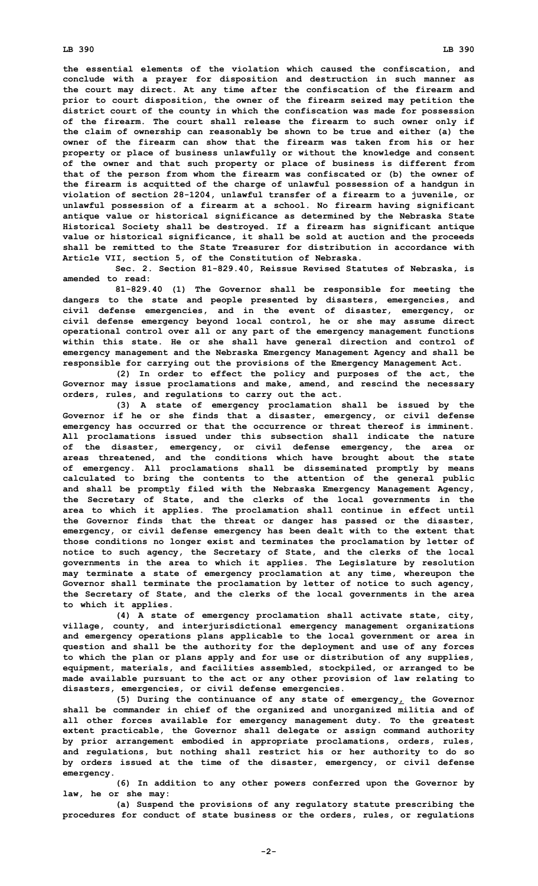the essential elements of the violation which caused the confiscation, and conclude with a prayer for disposition and destruction in such manner as the court may direct. At any time after the confiscation of the firearm and prior to court disposition, the owner of the firearm seized may petition the district court of the county in which the confiscation was made for possession of the firearm. The court shall release the firearm to such owner only if the claim of ownership can reasonably be shown to be true and either (a) the owner of the firearm can show that the firearm was taken from his or her property or place of business unlawfully or without the knowledge and consent of the owner and that such property or place of business is different from that of the person from whom the firearm was confiscated or (b) the owner of the firearm is acquitted of the charge of unlawful possession of a handgun in violation of section 28-1204, unlawful transfer of a firearm to a juvenile, or unlawful possession of a firearm at a school. No firearm having significant antique value or historical significance as determined by the Nebraska State Historical Society shall be destroyed. If a firearm has significant antique value or historical significance, it shall be sold at auction and the proceeds shall be remitted to the State Treasurer for distribution in accordance with Article VII, section 5, of the Constitution of Nebraska.

Sec. 2. Section 81-829.40, Reissue Revised Statutes of Nebraska, is amended to read:

81-829.40 (1) The Governor shall be responsible for meeting the dangers to the state and people presented by disasters, emergencies, and civil defense emergencies, and in the event of disaster, emergency, or civil defense emergency beyond local control, he or she may assume direct operational control over all or any part of the emergency management functions within this state. He or she shall have general direction and control of emergency management and the Nebraska Emergency Management Agency and shall be responsible for carrying out the provisions of the Emergency Management Act.

(2) In order to effect the policy and purposes of the act, the Governor may issue proclamations and make, amend, and rescind the necessary orders, rules, and regulations to carry out the act.

(3) A state of emergency proclamation shall be issued by the Governor if he or she finds that a disaster, emergency, or civil defense emergency has occurred or that the occurrence or threat thereof is imminent. All proclamations issued under this subsection shall indicate the nature of the disaster, emergency, or civil defense emergency, the area or areas threatened, and the conditions which have brought about the state of emergency. All proclamations shall be disseminated promptly by means calculated to bring the contents to the attention of the general public and shall be promptly filed with the Nebraska Emergency Management Agency, the Secretary of State, and the clerks of the local governments in the area to which it applies. The proclamation shall continue in effect until the Governor finds that the threat or danger has passed or the disaster, emergency, or civil defense emergency has been dealt with to the extent that those conditions no longer exist and terminates the proclamation by letter of notice to such agency, the Secretary of State, and the clerks of the local governments in the area to which it applies. The Legislature by resolution may terminate a state of emergency proclamation at any time, whereupon the Governor shall terminate the proclamation by letter of notice to such agency, the Secretary of State, and the clerks of the local governments in the area to which it applies.

(4) A state of emergency proclamation shall activate state, city, village, county, and interjurisdictional emergency management organizations and emergency operations plans applicable to the local government or area in question and shall be the authority for the deployment and use of any forces to which the plan or plans apply and for use or distribution of any supplies, equipment, materials, and facilities assembled, stockpiled, or arranged to be made available pursuant to the act or any other provision of law relating to disasters, emergencies, or civil defense emergencies.

(5) During the continuance of any state of emergency, the Governor shall be commander in chief of the organized and unorganized militia and of all other forces available for emergency management duty. To the greatest extent practicable, the Governor shall delegate or assign command authority by prior arrangement embodied in appropriate proclamations, orders, rules, and regulations, but nothing shall restrict his or her authority to do so by orders issued at the time of the disaster, emergency, or civil defense emergency.

(6) In addition to any other powers conferred upon the Governor by law, he or she may:

(a) Suspend the provisions of any regulatory statute prescribing the procedures for conduct of state business or the orders, rules, or regulations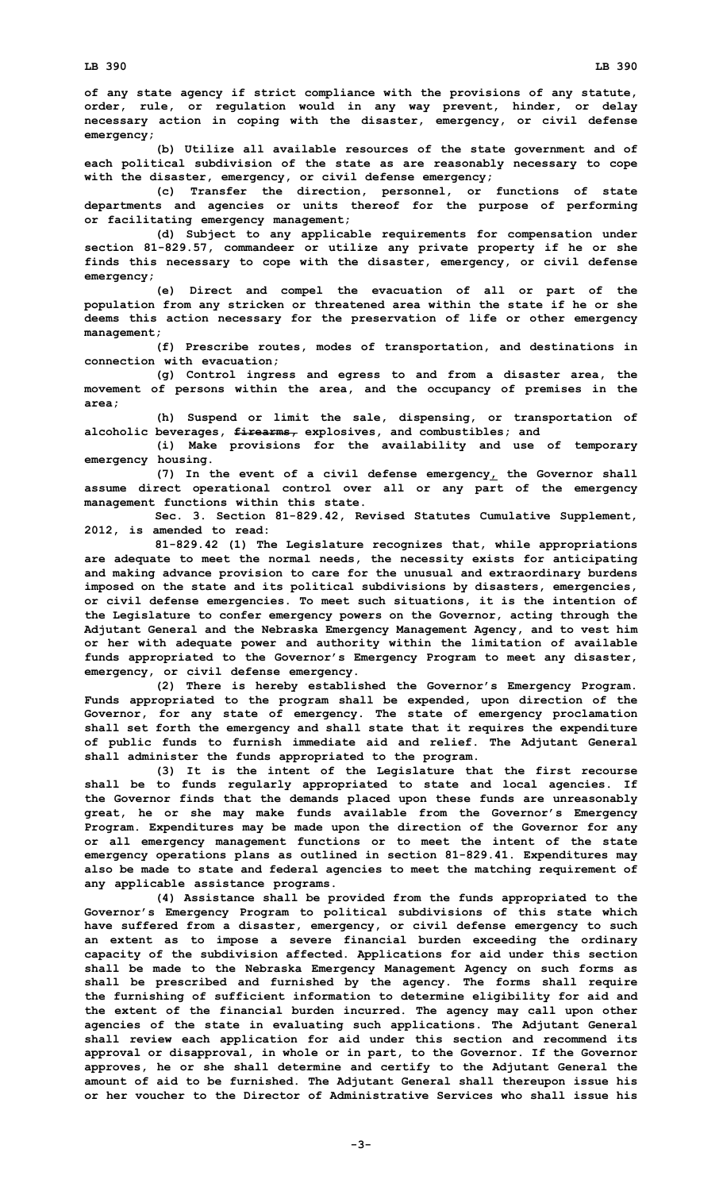of any state agency if strict compliance with the provisions of any statute, order, rule, or regulation would in any way prevent, hinder, or delay necessary action in coping with the disaster, emergency, or civil defense emergency;

(b) Utilize all available resources of the state government and of each political subdivision of the state as are reasonably necessary to cope with the disaster, emergency, or civil defense emergency;

(c) Transfer the direction, personnel, or functions of state departments and agencies or units thereof for the purpose of performing or facilitating emergency management;

(d) Subject to any applicable requirements for compensation under section 81-829.57, commandeer or utilize any private property if he or she finds this necessary to cope with the disaster, emergency, or civil defense emergency;

(e) Direct and compel the evacuation of all or part of the population from any stricken or threatened area within the state if he or she deems this action necessary for the preservation of life or other emergency management;

(f) Prescribe routes, modes of transportation, and destinations in connection with evacuation;

(g) Control ingress and egress to and from a disaster area, the movement of persons within the area, and the occupancy of premises in the area;

(h) Suspend or limit the sale, dispensing, or transportation of alcoholic beverages, ~~firearms,~~ explosives, and combustibles; and

(i) Make provisions for the availability and use of temporary emergency housing.

(7) In the event of a civil defense emergency, the Governor shall assume direct operational control over all or any part of the emergency management functions within this state.

Sec. 3. Section 81-829.42, Revised Statutes Cumulative Supplement, 2012, is amended to read:

81-829.42 (1) The Legislature recognizes that, while appropriations are adequate to meet the normal needs, the necessity exists for anticipating and making advance provision to care for the unusual and extraordinary burdens imposed on the state and its political subdivisions by disasters, emergencies, or civil defense emergencies. To meet such situations, it is the intention of the Legislature to confer emergency powers on the Governor, acting through the Adjutant General and the Nebraska Emergency Management Agency, and to vest him or her with adequate power and authority within the limitation of available funds appropriated to the Governor's Emergency Program to meet any disaster, emergency, or civil defense emergency.

(2) There is hereby established the Governor's Emergency Program. Funds appropriated to the program shall be expended, upon direction of the Governor, for any state of emergency. The state of emergency proclamation shall set forth the emergency and shall state that it requires the expenditure of public funds to furnish immediate aid and relief. The Adjutant General shall administer the funds appropriated to the program.

(3) It is the intent of the Legislature that the first recourse shall be to funds regularly appropriated to state and local agencies. If the Governor finds that the demands placed upon these funds are unreasonably great, he or she may make funds available from the Governor's Emergency Program. Expenditures may be made upon the direction of the Governor for any or all emergency management functions or to meet the intent of the state emergency operations plans as outlined in section 81-829.41. Expenditures may also be made to state and federal agencies to meet the matching requirement of any applicable assistance programs.

(4) Assistance shall be provided from the funds appropriated to the Governor's Emergency Program to political subdivisions of this state which have suffered from a disaster, emergency, or civil defense emergency to such an extent as to impose a severe financial burden exceeding the ordinary capacity of the subdivision affected. Applications for aid under this section shall be made to the Nebraska Emergency Management Agency on such forms as shall be prescribed and furnished by the agency. The forms shall require the furnishing of sufficient information to determine eligibility for aid and the extent of the financial burden incurred. The agency may call upon other agencies of the state in evaluating such applications. The Adjutant General shall review each application for aid under this section and recommend its approval or disapproval, in whole or in part, to the Governor. If the Governor approves, he or she shall determine and certify to the Adjutant General the amount of aid to be furnished. The Adjutant General shall thereupon issue his or her voucher to the Director of Administrative Services who shall issue his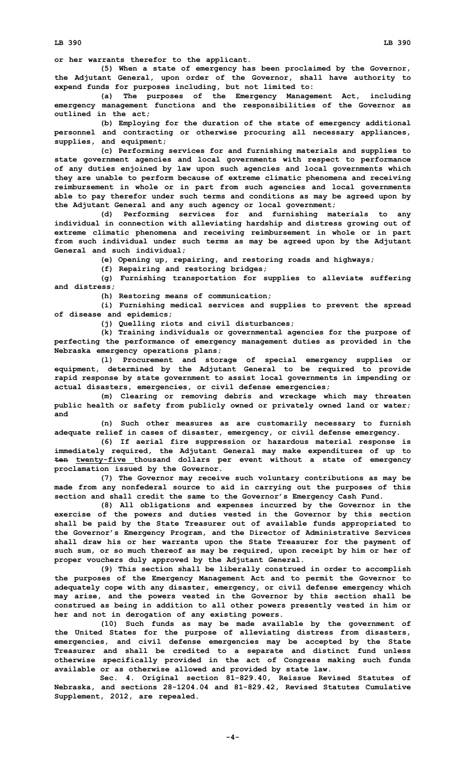or her warrants therefor to the applicant.

(5) When a state of emergency has been proclaimed by the Governor, the Adjutant General, upon order of the Governor, shall have authority to expend funds for purposes including, but not limited to:

(a) The purposes of the Emergency Management Act, including emergency management functions and the responsibilities of the Governor as outlined in the act;

(b) Employing for the duration of the state of emergency additional personnel and contracting or otherwise procuring all necessary appliances, supplies, and equipment;

(c) Performing services for and furnishing materials and supplies to state government agencies and local governments with respect to performance of any duties enjoined by law upon such agencies and local governments which they are unable to perform because of extreme climatic phenomena and receiving reimbursement in whole or in part from such agencies and local governments able to pay therefor under such terms and conditions as may be agreed upon by the Adjutant General and any such agency or local government;

(d) Performing services for and furnishing materials to any individual in connection with alleviating hardship and distress growing out of extreme climatic phenomena and receiving reimbursement in whole or in part from such individual under such terms as may be agreed upon by the Adjutant General and such individual;

(e) Opening up, repairing, and restoring roads and highways;

(f) Repairing and restoring bridges;

(g) Furnishing transportation for supplies to alleviate suffering and distress;

(h) Restoring means of communication;

(i) Furnishing medical services and supplies to prevent the spread of disease and epidemics;

(j) Quelling riots and civil disturbances;

(k) Training individuals or governmental agencies for the purpose of perfecting the performance of emergency management duties as provided in the Nebraska emergency operations plans;

(l) Procurement and storage of special emergency supplies or equipment, determined by the Adjutant General to be required to provide rapid response by state government to assist local governments in impending or actual disasters, emergencies, or civil defense emergencies;

(m) Clearing or removing debris and wreckage which may threaten public health or safety from publicly owned or privately owned land or water; and

(n) Such other measures as are customarily necessary to furnish adequate relief in cases of disaster, emergency, or civil defense emergency.

(6) If aerial fire suppression or hazardous material response is immediately required, the Adjutant General may make expenditures of up to ~~ten~~ twenty-five thousand dollars per event without a state of emergency proclamation issued by the Governor.

(7) The Governor may receive such voluntary contributions as may be made from any nonfederal source to aid in carrying out the purposes of this section and shall credit the same to the Governor's Emergency Cash Fund.

(8) All obligations and expenses incurred by the Governor in the exercise of the powers and duties vested in the Governor by this section shall be paid by the State Treasurer out of available funds appropriated to the Governor's Emergency Program, and the Director of Administrative Services shall draw his or her warrants upon the State Treasurer for the payment of such sum, or so much thereof as may be required, upon receipt by him or her of proper vouchers duly approved by the Adjutant General.

(9) This section shall be liberally construed in order to accomplish the purposes of the Emergency Management Act and to permit the Governor to adequately cope with any disaster, emergency, or civil defense emergency which may arise, and the powers vested in the Governor by this section shall be construed as being in addition to all other powers presently vested in him or her and not in derogation of any existing powers.

(10) Such funds as may be made available by the government of the United States for the purpose of alleviating distress from disasters, emergencies, and civil defense emergencies may be accepted by the State Treasurer and shall be credited to a separate and distinct fund unless otherwise specifically provided in the act of Congress making such funds available or as otherwise allowed and provided by state law.

Sec. 4. Original section 81-829.40, Reissue Revised Statutes of Nebraska, and sections 28-1204.04 and 81-829.42, Revised Statutes Cumulative Supplement, 2012, are repealed.